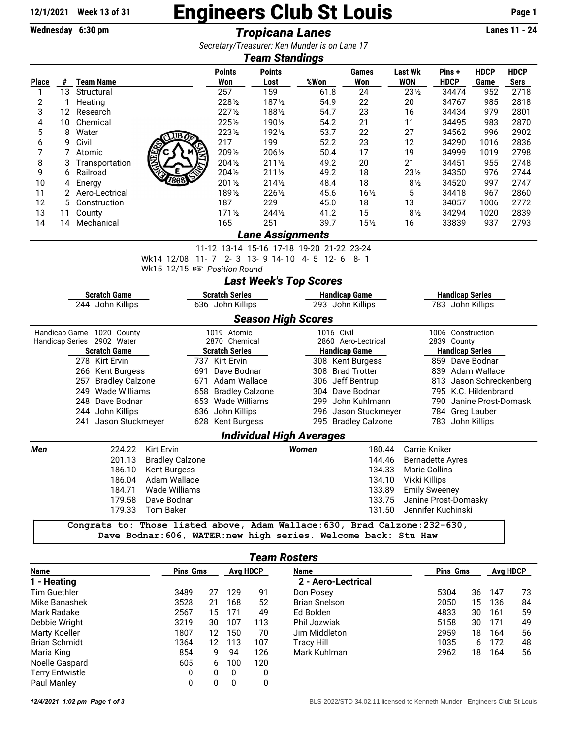12/1/2021 Week 13 of 31

# Engineers Club St Louis

Wednesday 6:30 pm

## *Tropicana Lanes*

Lanes 11 - 24

*Secretary/Treasurer: Ken Munder is on Lane 17*

## *Team Standings*

| Place | # | Team Name | Points Won | Points Lost | %Won | Games Won | Last Wk WON | Pins + HDCP | HDCP Game | HDCP Sers |
|---|---|---|---|---|---|---|---|---|---|---|
| 1 | 13 | Structural | 257 | 159 | 61.8 | 24 | 23½ | 34474 | 952 | 2718 |
| 2 | 1 | Heating | 228½ | 187½ | 54.9 | 22 | 20 | 34767 | 985 | 2818 |
| 3 | 12 | Research | 227½ | 188½ | 54.7 | 23 | 16 | 34434 | 979 | 2801 |
| 4 | 10 | Chemical | 225½ | 190½ | 54.2 | 21 | 11 | 34495 | 983 | 2870 |
| 5 | 8 | Water | 223½ | 192½ | 53.7 | 22 | 27 | 34562 | 996 | 2902 |
| 6 | 9 | Civil | 217 | 199 | 52.2 | 23 | 12 | 34290 | 1016 | 2836 |
| 7 | 7 | Atomic | 209½ | 206½ | 50.4 | 17 | 19 | 34999 | 1019 | 2798 |
| 8 | 3 | Transportation | 204½ | 211½ | 49.2 | 20 | 21 | 34451 | 955 | 2748 |
| 9 | 6 | Railroad | 204½ | 211½ | 49.2 | 18 | 23½ | 34350 | 976 | 2744 |
| 10 | 4 | Energy | 201½ | 214½ | 48.4 | 18 | 8½ | 34520 | 997 | 2747 |
| 11 | 2 | Aero-Lectrical | 189½ | 226½ | 45.6 | 16½ | 5 | 34418 | 967 | 2860 |
| 12 | 5 | Construction | 187 | 229 | 45.0 | 18 | 13 | 34057 | 1006 | 2772 |
| 13 | 11 | County | 171½ | 244½ | 41.2 | 15 | 8½ | 34294 | 1020 | 2839 |
| 14 | 14 | Mechanical | 165 | 251 | 39.7 | 15½ | 16 | 33839 | 937 | 2793 |

## *Lane Assignments*

| | 11-12 | 13-14 | 15-16 | 17-18 | 19-20 | 21-22 | 23-24 |
|---|---|---|---|---|---|---|---|
| Wk14 12/08 | 11- 7 | 2- 3 | 13- 9 | 14-10 | 4- 5 | 12- 6 | 8- 1 |

Wk15 12/15 ☞ *Position Round*

## *Last Week's Top Scores*

| Scratch Game | Scratch Series | Handicap Game | Handicap Series |
|---|---|---|---|
| 244 John Killips | 636 John Killips | 293 John Killips | 783 John Killips |

## *Season High Scores*

Handicap Game 1020 County | 1019 Atomic | 1016 Civil | 1006 Construction

Handicap Series 2902 Water | 2870 Chemical | 2860 Aero-Lectrical | 2839 County

| Scratch Game | Scratch Series | Handicap Game | Handicap Series |
|---|---|---|---|
| 278 Kirt Ervin | 737 Kirt Ervin | 308 Kent Burgess | 859 Dave Bodnar |
| 266 Kent Burgess | 691 Dave Bodnar | 308 Brad Trotter | 839 Adam Wallace |
| 257 Bradley Calzone | 671 Adam Wallace | 306 Jeff Bentrup | 813 Jason Schreckenberg |
| 249 Wade Williams | 658 Bradley Calzone | 304 Dave Bodnar | 795 K.C. Hildenbrand |
| 248 Dave Bodnar | 653 Wade Williams | 299 John Kuhlmann | 790 Janine Prost-Domask |
| 244 John Killips | 636 John Killips | 296 Jason Stuckmeyer | 784 Greg Lauber |
| 241 Jason Stuckmeyer | 628 Kent Burgess | 295 Bradley Calzone | 783 John Killips |

## *Individual High Averages*

| Men | | Women | |
|---|---|---|---|
| 224.22 | Kirt Ervin | 180.44 | Carrie Kniker |
| 201.13 | Bradley Calzone | 144.46 | Bernadette Ayres |
| 186.10 | Kent Burgess | 134.33 | Marie Collins |
| 186.04 | Adam Wallace | 134.10 | Vikki Killips |
| 184.71 | Wade Williams | 133.89 | Emily Sweeney |
| 179.58 | Dave Bodnar | 133.75 | Janine Prost-Domasky |
| 179.33 | Tom Baker | 131.50 | Jennifer Kuchinski |

Congrats to: Those listed above, Adam Wallace:630, Brad Calzone:232-630, Dave Bodnar:606, WATER:new high series. Welcome back: Stu Haw

## *Team Rosters*

| Name | Pins | Gms | Avg | HDCP |
|---|---|---|---|---|
| **1 - Heating** | | | | |
| Tim Guethler | 3489 | 27 | 129 | 91 |
| Mike Banashek | 3528 | 21 | 168 | 52 |
| Mark Radake | 2567 | 15 | 171 | 49 |
| Debbie Wright | 3219 | 30 | 107 | 113 |
| Marty Koeller | 1807 | 12 | 150 | 70 |
| Brian Schmidt | 1364 | 12 | 113 | 107 |
| Maria King | 854 | 9 | 94 | 126 |
| Noelle Gaspard | 605 | 6 | 100 | 120 |
| Terry Entwistle | 0 | 0 | 0 | 0 |
| Paul Manley | 0 | 0 | 0 | 0 |

| Name | Pins | Gms | Avg | HDCP |
|---|---|---|---|---|
| **2 - Aero-Lectrical** | | | | |
| Don Posey | 5304 | 36 | 147 | 73 |
| Brian Snelson | 2050 | 15 | 136 | 84 |
| Ed Bolden | 4833 | 30 | 161 | 59 |
| Phil Jozwiak | 5158 | 30 | 171 | 49 |
| Jim Middleton | 2959 | 18 | 164 | 56 |
| Tracy Hill | 1035 | 6 | 172 | 48 |
| Mark Kuhlman | 2962 | 18 | 164 | 56 |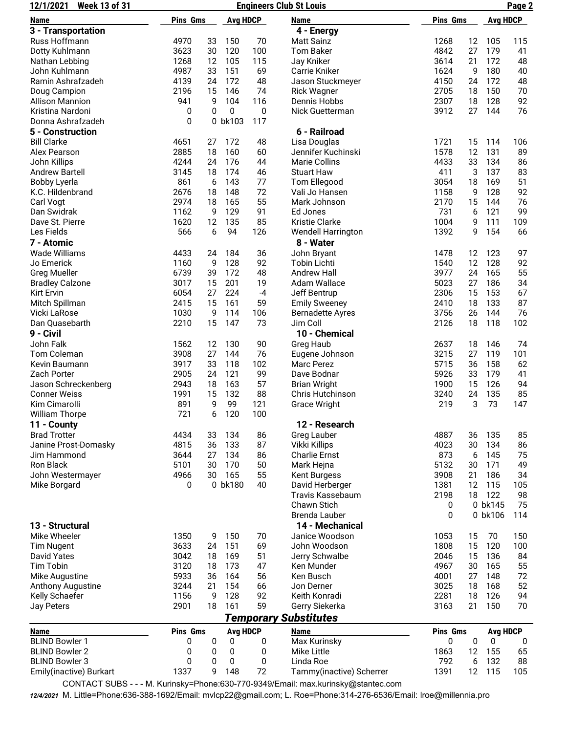| Name | Pins | Gms | Avg | HDCP | Name | Pins | Gms | Avg | HDCP |
|---|---|---|---|---|---|---|---|---|---|
| **3 - Transportation** | | | | | **4 - Energy** | | | | |
| Russ Hoffmann | 4970 | 33 | 150 | 70 | Matt Sainz | 1268 | 12 | 105 | 115 |
| Dotty Kuhlmann | 3623 | 30 | 120 | 100 | Tom Baker | 4842 | 27 | 179 | 41 |
| Nathan Lebbing | 1268 | 12 | 105 | 115 | Jay Kniker | 3614 | 21 | 172 | 48 |
| John Kuhlmann | 4987 | 33 | 151 | 69 | Carrie Kniker | 1624 | 9 | 180 | 40 |
| Ramin Ashrafzadeh | 4139 | 24 | 172 | 48 | Jason Stuckmeyer | 4150 | 24 | 172 | 48 |
| Doug Campion | 2196 | 15 | 146 | 74 | Rick Wagner | 2705 | 18 | 150 | 70 |
| Allison Mannion | 941 | 9 | 104 | 116 | Dennis Hobbs | 2307 | 18 | 128 | 92 |
| Kristina Nardoni | 0 | 0 | 0 | 0 | Nick Guetterman | 3912 | 27 | 144 | 76 |
| Donna Ashrafzadeh | 0 | 0 | bk103 | 117 | | | | | |
| **5 - Construction** | | | | | **6 - Railroad** | | | | |
| Bill Clarke | 4651 | 27 | 172 | 48 | Lisa Douglas | 1721 | 15 | 114 | 106 |
| Alex Pearson | 2885 | 18 | 160 | 60 | Jennifer Kuchinski | 1578 | 12 | 131 | 89 |
| John Killips | 4244 | 24 | 176 | 44 | Marie Collins | 4433 | 33 | 134 | 86 |
| Andrew Bartell | 3145 | 18 | 174 | 46 | Stuart Haw | 411 | 3 | 137 | 83 |
| Bobby Lyerla | 861 | 6 | 143 | 77 | Tom Ellegood | 3054 | 18 | 169 | 51 |
| K.C. Hildenbrand | 2676 | 18 | 148 | 72 | Vali Jo Hansen | 1158 | 9 | 128 | 92 |
| Carl Vogt | 2974 | 18 | 165 | 55 | Mark Johnson | 2170 | 15 | 144 | 76 |
| Dan Swidrak | 1162 | 9 | 129 | 91 | Ed Jones | 731 | 6 | 121 | 99 |
| Dave St. Pierre | 1620 | 12 | 135 | 85 | Kristie Clarke | 1004 | 9 | 111 | 109 |
| Les Fields | 566 | 6 | 94 | 126 | Wendell Harrington | 1392 | 9 | 154 | 66 |
| **7 - Atomic** | | | | | **8 - Water** | | | | |
| Wade Williams | 4433 | 24 | 184 | 36 | John Bryant | 1478 | 12 | 123 | 97 |
| Jo Emerick | 1160 | 9 | 128 | 92 | Tobin Lichti | 1540 | 12 | 128 | 92 |
| Greg Mueller | 6739 | 39 | 172 | 48 | Andrew Hall | 3977 | 24 | 165 | 55 |
| Bradley Calzone | 3017 | 15 | 201 | 19 | Adam Wallace | 5023 | 27 | 186 | 34 |
| Kirt Ervin | 6054 | 27 | 224 | -4 | Jeff Bentrup | 2306 | 15 | 153 | 67 |
| Mitch Spillman | 2415 | 15 | 161 | 59 | Emily Sweeney | 2410 | 18 | 133 | 87 |
| Vicki LaRose | 1030 | 9 | 114 | 106 | Bernadette Ayres | 3756 | 26 | 144 | 76 |
| Dan Quasebarth | 2210 | 15 | 147 | 73 | Jim Coll | 2126 | 18 | 118 | 102 |
| **9 - Civil** | | | | | **10 - Chemical** | | | | |
| John Falk | 1562 | 12 | 130 | 90 | Greg Haub | 2637 | 18 | 146 | 74 |
| Tom Coleman | 3908 | 27 | 144 | 76 | Eugene Johnson | 3215 | 27 | 119 | 101 |
| Kevin Baumann | 3917 | 33 | 118 | 102 | Marc Perez | 5715 | 36 | 158 | 62 |
| Zach Porter | 2905 | 24 | 121 | 99 | Dave Bodnar | 5926 | 33 | 179 | 41 |
| Jason Schreckenberg | 2943 | 18 | 163 | 57 | Brian Wright | 1900 | 15 | 126 | 94 |
| Conner Weiss | 1991 | 15 | 132 | 88 | Chris Hutchinson | 3240 | 24 | 135 | 85 |
| Kim Cimarolli | 891 | 9 | 99 | 121 | Grace Wright | 219 | 3 | 73 | 147 |
| William Thorpe | 721 | 6 | 120 | 100 | | | | | |
| **11 - County** | | | | | **12 - Research** | | | | |
| Brad Trotter | 4434 | 33 | 134 | 86 | Greg Lauber | 4887 | 36 | 135 | 85 |
| Janine Prost-Domasky | 4815 | 36 | 133 | 87 | Vikki Killips | 4023 | 30 | 134 | 86 |
| Jim Hammond | 3644 | 27 | 134 | 86 | Charlie Ernst | 873 | 6 | 145 | 75 |
| Ron Black | 5101 | 30 | 170 | 50 | Mark Hejna | 5132 | 30 | 171 | 49 |
| John Westermayer | 4966 | 30 | 165 | 55 | Kent Burgess | 3908 | 21 | 186 | 34 |
| Mike Borgard | 0 | 0 | bk180 | 40 | David Herberger | 1381 | 12 | 115 | 105 |
| | | | | | Travis Kassebaum | 2198 | 18 | 122 | 98 |
| | | | | | Chawn Stich | 0 | 0 | bk145 | 75 |
| | | | | | Brenda Lauber | 0 | 0 | bk106 | 114 |
| **13 - Structural** | | | | | **14 - Mechanical** | | | | |
| Mike Wheeler | 1350 | 9 | 150 | 70 | Janice Woodson | 1053 | 15 | 70 | 150 |
| Tim Nugent | 3633 | 24 | 151 | 69 | John Woodson | 1808 | 15 | 120 | 100 |
| David Yates | 3042 | 18 | 169 | 51 | Jerry Schwalbe | 2046 | 15 | 136 | 84 |
| Tim Tobin | 3120 | 18 | 173 | 47 | Ken Munder | 4967 | 30 | 165 | 55 |
| Mike Augustine | 5933 | 36 | 164 | 56 | Ken Busch | 4001 | 27 | 148 | 72 |
| Anthony Augustine | 3244 | 21 | 154 | 66 | Jon Derner | 3025 | 18 | 168 | 52 |
| Kelly Schaefer | 1156 | 9 | 128 | 92 | Keith Konradi | 2281 | 18 | 126 | 94 |
| Jay Peters | 2901 | 18 | 161 | 59 | Gerry Siekerka | 3163 | 21 | 150 | 70 |

## *Temporary Substitutes*

| Name | Pins | Gms | Avg | HDCP | Name | Pins | Gms | Avg | HDCP |
|---|---|---|---|---|---|---|---|---|---|
| BLIND Bowler 1 | 0 | 0 | 0 | 0 | Max Kurinsky | 0 | 0 | 0 | 0 |
| BLIND Bowler 2 | 0 | 0 | 0 | 0 | Mike Little | 1863 | 12 | 155 | 65 |
| BLIND Bowler 3 | 0 | 0 | 0 | 0 | Linda Roe | 792 | 6 | 132 | 88 |
| Emily(inactive) Burkart | 1337 | 9 | 148 | 72 | Tammy(inactive) Scherrer | 1391 | 12 | 115 | 105 |

CONTACT SUBS - - - M. Kurinsky=Phone:630-770-9349/Email: max.kurinsky@stantec.com

*12/4/2021* M. Little=Phone:636-388-1692/Email: mvlcp22@gmail.com; L. Roe=Phone:314-276-6536/Email: lroe@millennia.pro